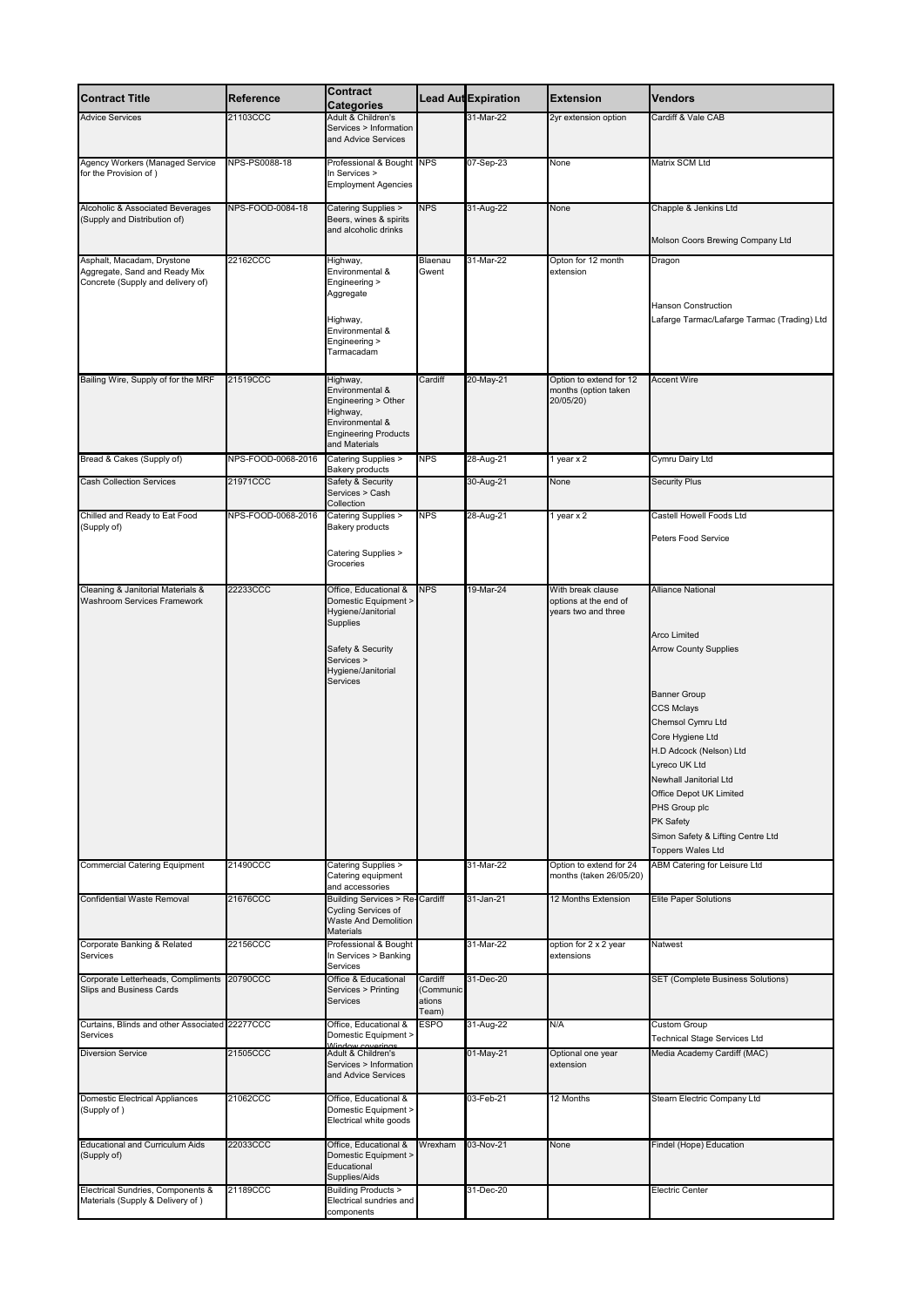| Contract Title | Reference | Contract Categories | Lead Aut | Expiration | Extension | Vendors |
|---|---|---|---|---|---|---|
| Advice Services | 21103CCC | Adult & Children's Services > Information and Advice Services | | 31-Mar-22 | 2yr extension option | Cardiff & Vale CAB |
| Agency Workers (Managed Service for the Provision of ) | NPS-PS0088-18 | Professional & Bought In Services > Employment Agencies | NPS | 07-Sep-23 | None | Matrix SCM Ltd |
| Alcoholic & Associated Beverages (Supply and Distribution of) | NPS-FOOD-0084-18 | Catering Supplies > Beers, wines & spirits and alcoholic drinks | NPS | 31-Aug-22 | None | Chapple & Jenkins Ltd<br><br>Molson Coors Brewing Company Ltd |
| Asphalt, Macadam, Drystone Aggregate, Sand and Ready Mix Concrete (Supply and delivery of) | 22162CCC | Highway, Environmental & Engineering > Aggregate<br><br>Highway, Environmental & Engineering > Tarmacadam | Blaenau Gwent | 31-Mar-22 | Opton for 12 month extension | Dragon<br><br>Hanson Construction<br>Lafarge Tarmac/Lafarge Tarmac (Trading) Ltd |
| Bailing Wire, Supply of for the MRF | 21519CCC | Highway, Environmental & Engineering > Other Highway, Environmental & Engineering Products and Materials | Cardiff | 20-May-21 | Option to extend for 12 months (option taken 20/05/20) | Accent Wire |
| Bread & Cakes (Supply of) | NPS-FOOD-0068-2016 | Catering Supplies > Bakery products | NPS | 28-Aug-21 | 1 year x 2 | Cymru Dairy Ltd |
| Cash Collection Services | 21971CCC | Safety & Security Services > Cash Collection | | 30-Aug-21 | None | Security Plus |
| Chilled and Ready to Eat Food (Supply of) | NPS-FOOD-0068-2016 | Catering Supplies > Bakery products<br><br>Catering Supplies > Groceries | NPS | 28-Aug-21 | 1 year x 2 | Castell Howell Foods Ltd<br><br>Peters Food Service |
| Cleaning & Janitorial Materials & Washroom Services Framework | 22233CCC | Office, Educational & Domestic Equipment > Hygiene/Janitorial Supplies<br><br>Safety & Security Services > Hygiene/Janitorial Services | NPS | 19-Mar-24 | With break clause options at the end of years two and three | Alliance National<br><br>Arco Limited<br>Arrow County Supplies<br><br>Banner Group<br>CCS Mclays<br>Chemsol Cymru Ltd<br>Core Hygiene Ltd<br>H.D Adcock (Nelson) Ltd<br>Lyreco UK Ltd<br>Newhall Janitorial Ltd<br>Office Depot UK Limited<br>PHS Group plc<br>PK Safety<br>Simon Safety & Lifting Centre Ltd<br>Toppers Wales Ltd |
| Commercial Catering Equipment | 21490CCC | Catering Supplies > Catering equipment and accessories | | 31-Mar-22 | Option to extend for 24 months (taken 26/05/20) | ABM Catering for Leisure Ltd |
| Confidential Waste Removal | 21676CCC | Building Services > Re-Cycling Services of Waste And Demolition Materials | Cardiff | 31-Jan-21 | 12 Months Extension | Elite Paper Solutions |
| Corporate Banking & Related Services | 22156CCC | Professional & Bought In Services > Banking Services | | 31-Mar-22 | option for 2 x 2 year extensions | Natwest |
| Corporate Letterheads, Compliments Slips and Business Cards | 20790CCC | Office & Educational Services > Printing Services | Cardiff (Communications Team) | 31-Dec-20 | | SET (Complete Business Solutions) |
| Curtains, Blinds and other Associated Services | 22277CCC | Office, Educational & Domestic Equipment > Window coverings | ESPO | 31-Aug-22 | N/A | Custom Group<br>Technical Stage Services Ltd |
| Diversion Service | 21505CCC | Adult & Children's Services > Information and Advice Services | | 01-May-21 | Optional one year extension | Media Academy Cardiff (MAC) |
| Domestic Electrical Appliances (Supply of ) | 21062CCC | Office, Educational & Domestic Equipment > Electrical white goods | | 03-Feb-21 | 12 Months | Steam Electric Company Ltd |
| Educational and Curriculum Aids (Supply of) | 22033CCC | Office, Educational & Domestic Equipment > Educational Supplies/Aids | Wrexham | 03-Nov-21 | None | Findel (Hope) Education |
| Electrical Sundries, Components & Materials (Supply & Delivery of ) | 21189CCC | Building Products > Electrical sundries and components | | 31-Dec-20 | | Electric Center |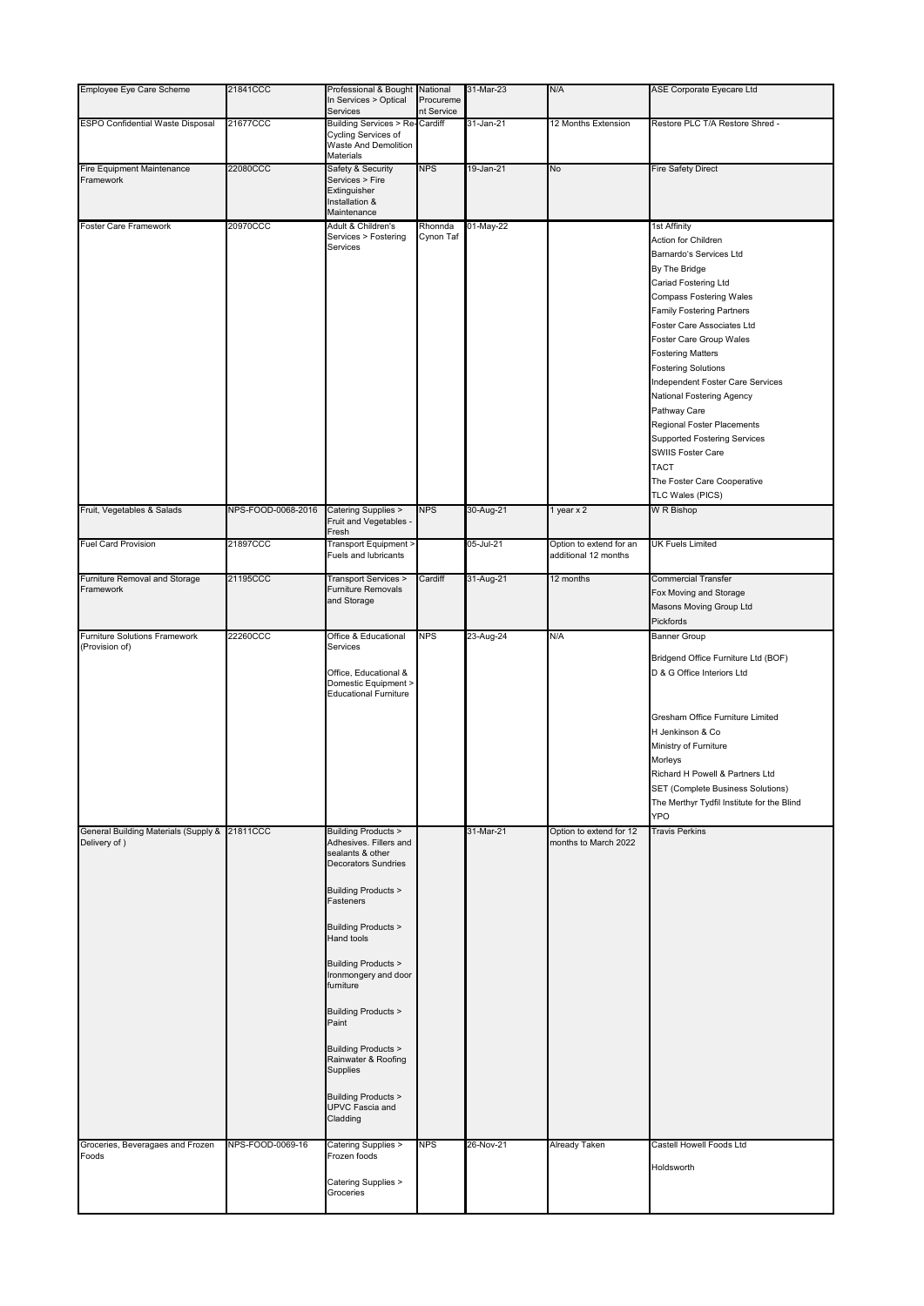| Employee Eye Care Scheme | 21841CCC | Professional & Bought In Services > Optical Services | National Procurement Service | 31-Mar-23 | N/A | ASE Corporate Eyecare Ltd |
|---|---|---|---|---|---|---|
| ESPO Confidential Waste Disposal | 21677CCC | Building Services > Re-Cycling Services of Waste And Demolition Materials | Cardiff | 31-Jan-21 | 12 Months Extension | Restore PLC T/A Restore Shred - |
| Fire Equipment Maintenance Framework | 22080CCC | Safety & Security Services > Fire Extinguisher Installation & Maintenance | NPS | 19-Jan-21 | No | Fire Safety Direct |
| Foster Care Framework | 20970CCC | Adult & Children's Services > Fostering Services | Rhonnda Cynon Taf | 01-May-22 | | 1st Affinity<br>Action for Children<br>Barnardo's Services Ltd<br>By The Bridge<br>Cariad Fostering Ltd<br>Compass Fostering Wales<br>Family Fostering Partners<br>Foster Care Associates Ltd<br>Foster Care Group Wales<br>Fostering Matters<br>Fostering Solutions<br>Independent Foster Care Services<br>National Fostering Agency<br>Pathway Care<br>Regional Foster Placements<br>Supported Fostering Services<br>SWIIS Foster Care<br>TACT<br>The Foster Care Cooperative<br>TLC Wales (PICS) |
| Fruit, Vegetables & Salads | NPS-FOOD-0068-2016 | Catering Supplies > Fruit and Vegetables - Fresh | NPS | 30-Aug-21 | 1 year x 2 | W R Bishop |
| Fuel Card Provision | 21897CCC | Transport Equipment > Fuels and lubricants | | 05-Jul-21 | Option to extend for an additional 12 months | UK Fuels Limited |
| Furniture Removal and Storage Framework | 21195CCC | Transport Services > Furniture Removals and Storage | Cardiff | 31-Aug-21 | 12 months | Commercial Transfer<br>Fox Moving and Storage<br>Masons Moving Group Ltd<br>Pickfords |
| Furniture Solutions Framework (Provision of) | 22260CCC | Office & Educational Services<br><br>Office, Educational & Domestic Equipment > Educational Furniture | NPS | 23-Aug-24 | N/A | Banner Group<br>Bridgend Office Furniture Ltd (BOF)<br>D & G Office Interiors Ltd<br>Gresham Office Furniture Limited<br>H Jenkinson & Co<br>Ministry of Furniture<br>Morleys<br>Richard H Powell & Partners Ltd<br>SET (Complete Business Solutions)<br>The Merthyr Tydfil Institute for the Blind<br>YPO |
| General Building Materials (Supply & Delivery of ) | 21811CCC | Building Products > Adhesives. Fillers and sealants & other Decorators Sundries<br><br>Building Products > Fasteners<br><br>Building Products > Hand tools<br><br>Building Products > Ironmongery and door furniture<br><br>Building Products > Paint<br><br>Building Products > Rainwater & Roofing Supplies<br><br>Building Products > UPVC Fascia and Cladding | | 31-Mar-21 | Option to extend for 12 months to March 2022 | Travis Perkins |
| Groceries, Beveragaes and Frozen Foods | NPS-FOOD-0069-16 | Catering Supplies > Frozen foods<br><br>Catering Supplies > Groceries | NPS | 26-Nov-21 | Already Taken | Castell Howell Foods Ltd<br><br>Holdsworth |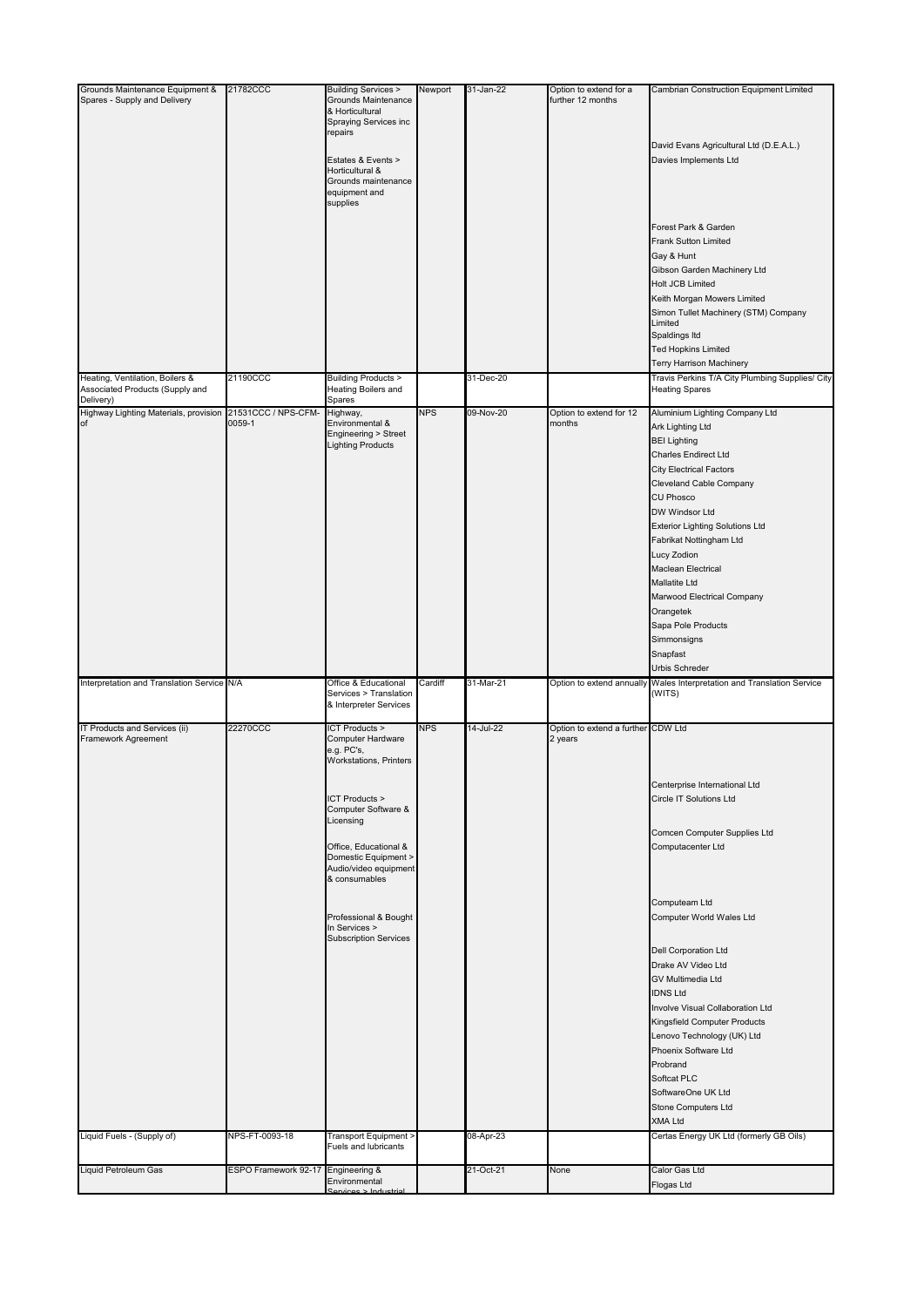| Grounds Maintenance Equipment & Spares - Supply and Delivery | 21782CCC | Building Services > Grounds Maintenance & Horticultural Spraying Services inc repairs<br><br>Estates & Events > Horticultural & Grounds maintenance equipment and supplies | Newport | 31-Jan-22 | Option to extend for a further 12 months | Cambrian Construction Equipment Limited<br>David Evans Agricultural Ltd (D.E.A.L.)<br>Davies Implements Ltd<br>Forest Park & Garden<br>Frank Sutton Limited<br>Gay & Hunt<br>Gibson Garden Machinery Ltd<br>Holt JCB Limited<br>Keith Morgan Mowers Limited<br>Simon Tullet Machinery (STM) Company Limited<br>Spaldings ltd<br>Ted Hopkins Limited<br>Terry Harrison Machinery |
|---|---|---|---|---|---|---|
| Heating, Ventilation, Boilers & Associated Products (Supply and Delivery) | 21190CCC | Building Products > Heating Boilers and Spares | | 31-Dec-20 | | Travis Perkins T/A City Plumbing Supplies/ City Heating Spares |
| Highway Lighting Materials, provision of | 21531CCC / NPS-CFM-0059-1 | Highway, Environmental & Engineering > Street Lighting Products | NPS | 09-Nov-20 | Option to extend for 12 months | Aluminium Lighting Company Ltd<br>Ark Lighting Ltd<br>BEI Lighting<br>Charles Endirect Ltd<br>City Electrical Factors<br>Cleveland Cable Company<br>CU Phosco<br>DW Windsor Ltd<br>Exterior Lighting Solutions Ltd<br>Fabrikat Nottingham Ltd<br>Lucy Zodion<br>Maclean Electrical<br>Mallatite Ltd<br>Marwood Electrical Company<br>Orangetek<br>Sapa Pole Products<br>Simmonsigns<br>Snapfast<br>Urbis Schreder |
| Interpretation and Translation Service | N/A | Office & Educational Services > Translation & Interpreter Services | Cardiff | 31-Mar-21 | Option to extend annually | Wales Interpretation and Translation Service (WITS) |
| IT Products and Services (ii) Framework Agreement | 22270CCC | ICT Products > Computer Hardware e.g. PC's, Workstations, Printers<br><br>ICT Products > Computer Software & Licensing<br><br>Office, Educational & Domestic Equipment > Audio/video equipment & consumables<br><br>Professional & Bought In Services > Subscription Services | NPS | 14-Jul-22 | Option to extend a further 2 years | CDW Ltd<br>Centerprise International Ltd<br>Circle IT Solutions Ltd<br>Comcen Computer Supplies Ltd<br>Computacenter Ltd<br>Computeam Ltd<br>Computer World Wales Ltd<br>Dell Corporation Ltd<br>Drake AV Video Ltd<br>GV Multimedia Ltd<br>IDNS Ltd<br>Involve Visual Collaboration Ltd<br>Kingsfield Computer Products<br>Lenovo Technology (UK) Ltd<br>Phoenix Software Ltd<br>Probrand<br>Softcat PLC<br>SoftwareOne UK Ltd<br>Stone Computers Ltd<br>XMA Ltd |
| Liquid Fuels - (Supply of) | NPS-FT-0093-18 | Transport Equipment > Fuels and lubricants | | 08-Apr-23 | | Certas Energy UK Ltd (formerly GB Oils) |
| Liquid Petroleum Gas | ESPO Framework 92-17 | Engineering & Environmental Services > Industrial | | 21-Oct-21 | None | Calor Gas Ltd<br>Flogas Ltd |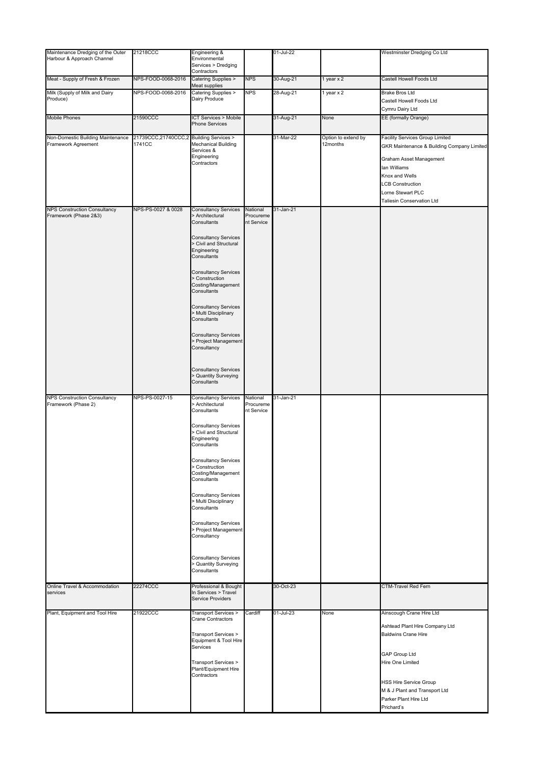| Maintenance Dredging of the Outer Harbour & Approach Channel | 21218CCC | Engineering & Environmental Services > Dredging Contractors | | 01-Jul-22 | | Westminster Dredging Co Ltd |
|---|---|---|---|---|---|---|
| Meat - Supply of Fresh & Frozen | NPS-FOOD-0068-2016 | Catering Supplies > Meat supplies | NPS | 30-Aug-21 | 1 year x 2 | Castell Howell Foods Ltd |
| Milk (Supply of Milk and Dairy Produce) | NPS-FOOD-0068-2016 | Catering Supplies > Dairy Produce | NPS | 28-Aug-21 | 1 year x 2 | Brake Bros Ltd<br>Castell Howell Foods Ltd<br>Cymru Dairy Ltd |
| Mobile Phones | 21590CCC | ICT Services > Mobile Phone Services | | 31-Aug-21 | None | EE (formally Orange) |
| Non-Domestic Building Maintenance Framework Agreement | 21739CCC,21740CCC,21741CC | Building Services > Mechanical Building Services & Engineering Contractors | | 31-Mar-22 | Option to extend by 12months | Facility Services Group Limited<br>GKR Maintenance & Building Company Limited<br>Graham Asset Management<br>Ian Williams<br>Knox and Wells<br>LCB Construction<br>Lorne Stewart PLC<br>Taliesin Conservation Ltd |
| NPS Construction Consultancy Framework (Phase 2&3) | NPS-PS-0027 & 0028 | Consultancy Services > Architectural Consultants<br>Consultancy Services > Civil and Structural Engineering Consultants<br>Consultancy Services > Construction Costing/Management Consultants<br>Consultancy Services > Multi Disciplinary Consultants<br>Consultancy Services > Project Management Consultancy<br>Consultancy Services > Quantity Surveying Consultants | National Procurement Service | 31-Jan-21 | | |
| NPS Construction Consultancy Framework (Phase 2) | NPS-PS-0027-15 | Consultancy Services > Architectural Consultants<br>Consultancy Services > Civil and Structural Engineering Consultants<br>Consultancy Services > Construction Costing/Management Consultants<br>Consultancy Services > Multi Disciplinary Consultants<br>Consultancy Services > Project Management Consultancy<br>Consultancy Services > Quantity Surveying Consultants | National Procurement Service | 31-Jan-21 | | |
| Online Travel & Accommodation services | 22274CCC | Professional & Bought In Services > Travel Service Providers | | 30-Oct-23 | | CTM-Travel Red Fern |
| Plant, Equipment and Tool Hire | 21922CCC | Transport Services > Crane Contractors<br>Transport Services > Equipment & Tool Hire Services<br>Transport Services > Plant/Equipment Hire Contractors | Cardiff | 01-Jul-23 | None | Ainscough Crane Hire Ltd<br>Ashtead Plant Hire Company Ltd<br>Baldwins Crane Hire<br>GAP Group Ltd<br>Hire One Limited<br>HSS Hire Service Group<br>M & J Plant and Transport Ltd<br>Parker Plant Hire Ltd<br>Prichard's |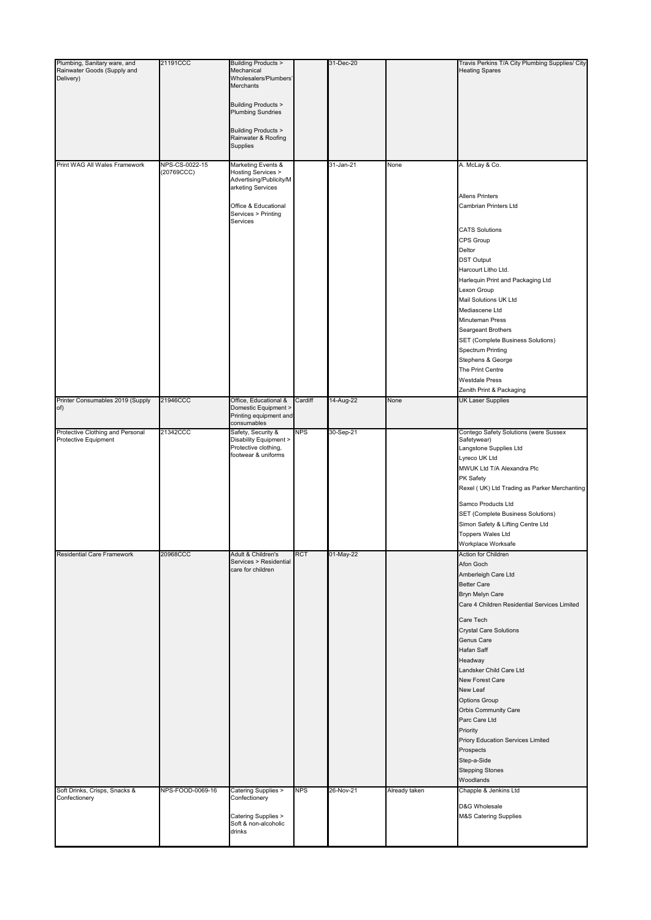| | | | | | | |
|---|---|---|---|---|---|---|
| Plumbing, Sanitary ware, and Rainwater Goods (Supply and Delivery) | 21191CCC | Building Products > Mechanical Wholesalers/Plumbers' Merchants<br><br>Building Products > Plumbing Sundries<br><br>Building Products > Rainwater & Roofing Supplies | | 31-Dec-20 | | Travis Perkins T/A City Plumbing Supplies/ City Heating Spares |
| Print WAG All Wales Framework | NPS-CS-0022-15 (20769CCC) | Marketing Events & Hosting Services > Advertising/Publicity/Marketing Services<br><br>Office & Educational Services > Printing Services | | 31-Jan-21 | None | A. McLay & Co.<br>Allens Printers<br>Cambrian Printers Ltd<br>CATS Solutions<br>CPS Group<br>Deltor<br>DST Output<br>Harcourt Litho Ltd.<br>Harlequin Print and Packaging Ltd<br>Lexon Group<br>Mail Solutions UK Ltd<br>Mediascene Ltd<br>Minuteman Press<br>Seargeant Brothers<br>SET (Complete Business Solutions)<br>Spectrum Printing<br>Stephens & George<br>The Print Centre<br>Westdale Press<br>Zenith Print & Packaging |
| Printer Consumables 2019 (Supply of) | 21946CCC | Office, Educational & Domestic Equipment > Printing equipment and consumables | Cardiff | 14-Aug-22 | None | UK Laser Supplies |
| Protective Clothing and Personal Protective Equipment | 21342CCC | Safety, Security & Disability Equipment > Protective clothing, footwear & uniforms | NPS | 30-Sep-21 | | Contego Safety Solutions (were Sussex Safetywear)<br>Langstone Supplies Ltd<br>Lyreco UK Ltd<br>MWUK Ltd T/A Alexandra Plc<br>PK Safety<br>Rexel ( UK) Ltd Trading as Parker Merchanting<br>Samco Products Ltd<br>SET (Complete Business Solutions)<br>Simon Safety & Lifting Centre Ltd<br>Toppers Wales Ltd<br>Workplace Worksafe |
| Residential Care Framework | 20968CCC | Adult & Children's Services > Residential care for children | RCT | 01-May-22 | | Action for Children<br>Afon Goch<br>Amberleigh Care Ltd<br>Better Care<br>Bryn Melyn Care<br>Care 4 Children Residential Services Limited<br>Care Tech<br>Crystal Care Solutions<br>Genus Care<br>Hafan Saff<br>Headway<br>Landsker Child Care Ltd<br>New Forest Care<br>New Leaf<br>Options Group<br>Orbis Community Care<br>Parc Care Ltd<br>Priority<br>Priory Education Services Limited<br>Prospects<br>Step-a-Side<br>Stepping Stones<br>Woodlands |
| Soft Drinks, Crisps, Snacks & Confectionery | NPS-FOOD-0069-16 | Catering Supplies > Confectionery<br><br>Catering Supplies > Soft & non-alcoholic drinks | NPS | 26-Nov-21 | Already taken | Chapple & Jenkins Ltd<br>D&G Wholesale<br>M&S Catering Supplies |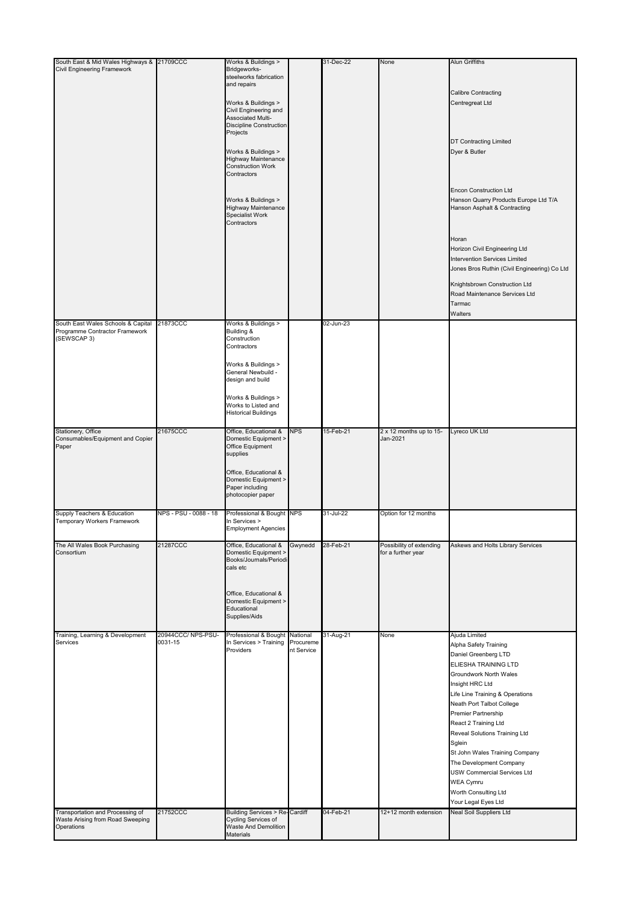| South East & Mid Wales Highways & Civil Engineering Framework | 21709CCC | Works & Buildings > Bridgeworks-steelworks fabrication and repairs<br><br>Works & Buildings > Civil Engineering and Associated Multi-Discipline Construction Projects<br><br>Works & Buildings > Highway Maintenance Construction Work Contractors<br><br>Works & Buildings > Highway Maintenance Specialist Work Contractors | | 31-Dec-22 | None | Alun Griffiths<br>Calibre Contracting<br>Centregreat Ltd<br>DT Contracting Limited<br>Dyer & Butler<br>Encon Construction Ltd<br>Hanson Quarry Products Europe Ltd T/A Hanson Asphalt & Contracting<br>Horan<br>Horizon Civil Engineering Ltd<br>Intervention Services Limited<br>Jones Bros Ruthin (Civil Engineering) Co Ltd<br>Knightsbrown Construction Ltd<br>Road Maintenance Services Ltd<br>Tarmac<br>Walters |
|---|---|---|---|---|---|---|
| South East Wales Schools & Capital Programme Contractor Framework (SEWSCAP 3) | 21873CCC | Works & Buildings > Building & Construction Contractors<br><br>Works & Buildings > General Newbuild - design and build<br><br>Works & Buildings > Works to Listed and Historical Buildings | | 02-Jun-23 | | |
| Stationery, Office Consumables/Equipment and Copier Paper | 21675CCC | Office, Educational & Domestic Equipment > Office Equipment supplies<br><br>Office, Educational & Domestic Equipment > Paper including photocopier paper | NPS | 15-Feb-21 | 2 x 12 months up to 15-Jan-2021 | Lyreco UK Ltd |
| Supply Teachers & Education Temporary Workers Framework | NPS - PSU - 0088 - 18 | Professional & Bought In Services > Employment Agencies | NPS | 31-Jul-22 | Option for 12 months | |
| The All Wales Book Purchasing Consortium | 21287CCC | Office, Educational & Domestic Equipment > Books/Journals/Periodicals etc<br><br>Office, Educational & Domestic Equipment > Educational Supplies/Aids | Gwynedd | 28-Feb-21 | Possibility of extending for a further year | Askews and Holts Library Services |
| Training, Learning & Development Services | 20944CCC/ NPS-PSU-0031-15 | Professional & Bought In Services > Training Providers | National Procurement Service | 31-Aug-21 | None | Ajuda Limited<br>Alpha Safety Training<br>Daniel Greenberg LTD<br>ELIESHA TRAINING LTD<br>Groundwork North Wales<br>Insight HRC Ltd<br>Life Line Training & Operations<br>Neath Port Talbot College<br>Premier Partnership<br>React 2 Training Ltd<br>Reveal Solutions Training Ltd<br>Sglein<br>St John Wales Training Company<br>The Development Company<br>USW Commercial Services Ltd<br>WEA Cymru<br>Worth Consulting Ltd<br>Your Legal Eyes Ltd |
| Transportation and Processing of Waste Arising from Road Sweeping Operations | 21752CCC | Building Services > Re-Cycling Services of Waste And Demolition Materials | Cardiff | 04-Feb-21 | 12+12 month extension | Neal Soil Suppliers Ltd |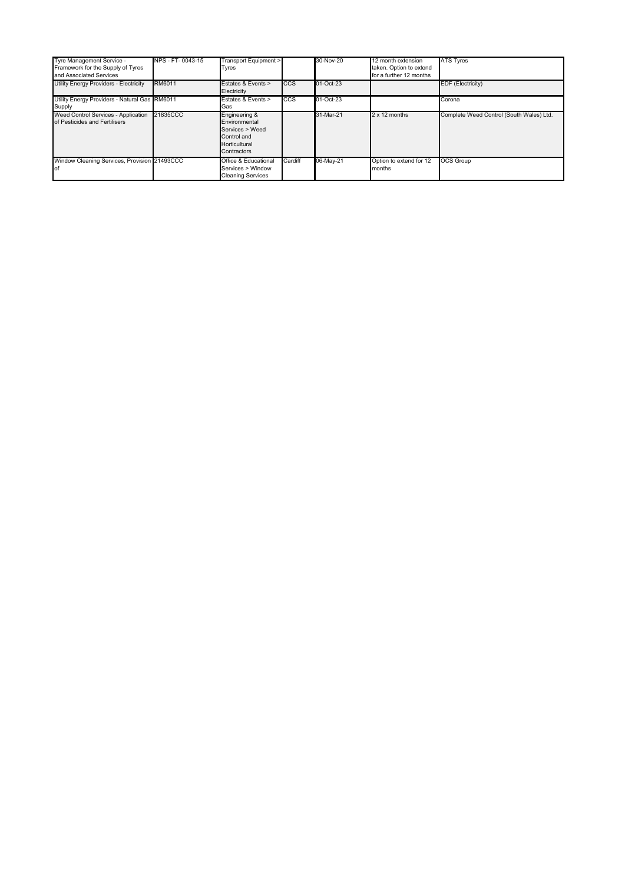| | | | | | | |
|---|---|---|---|---|---|---|
| Tyre Management Service - Framework for the Supply of Tyres and Associated Services | NPS - FT- 0043-15 | Transport Equipment > Tyres | | 30-Nov-20 | 12 month extension taken. Option to extend for a further 12 months | ATS Tyres |
| Utility Energy Providers - Electricity | RM6011 | Estates & Events > Electricity | CCS | 01-Oct-23 | | EDF (Electricity) |
| Utility Energy Providers - Natural Gas Supply | RM6011 | Estates & Events > Gas | CCS | 01-Oct-23 | | Corona |
| Weed Control Services - Application of Pesticides and Fertilisers | 21835CCC | Engineering & Environmental Services > Weed Control and Horticultural Contractors | | 31-Mar-21 | 2 x 12 months | Complete Weed Control (South Wales) Ltd. |
| Window Cleaning Services, Provision of | 21493CCC | Office & Educational Services > Window Cleaning Services | Cardiff | 06-May-21 | Option to extend for 12 months | OCS Group |